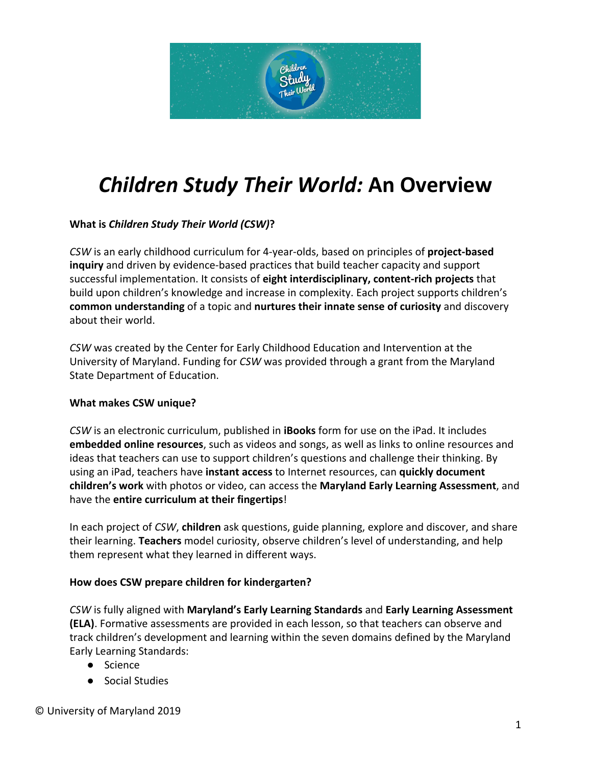# *Children Study Their World:* An Overview

**What is *Children Study Their World (CSW)*?**

*CSW* is an early childhood curriculum for 4-year-olds, based on principles of **project-based inquiry** and driven by evidence-based practices that build teacher capacity and support successful implementation. It consists of **eight interdisciplinary, content-rich projects** that build upon children's knowledge and increase in complexity. Each project supports children's **common understanding** of a topic and **nurtures their innate sense of curiosity** and discovery about their world.

*CSW* was created by the Center for Early Childhood Education and Intervention at the University of Maryland. Funding for *CSW* was provided through a grant from the Maryland State Department of Education.

**What makes CSW unique?**

*CSW* is an electronic curriculum, published in **iBooks** form for use on the iPad. It includes **embedded online resources**, such as videos and songs, as well as links to online resources and ideas that teachers can use to support children's questions and challenge their thinking. By using an iPad, teachers have **instant access** to Internet resources, can **quickly document children's work** with photos or video, can access the **Maryland Early Learning Assessment**, and have the **entire curriculum at their fingertips**!

In each project of *CSW*, **children** ask questions, guide planning, explore and discover, and share their learning. **Teachers** model curiosity, observe children's level of understanding, and help them represent what they learned in different ways.

**How does CSW prepare children for kindergarten?**

*CSW* is fully aligned with **Maryland's Early Learning Standards** and **Early Learning Assessment (ELA)**. Formative assessments are provided in each lesson, so that teachers can observe and track children's development and learning within the seven domains defined by the Maryland Early Learning Standards:

- Science
- Social Studies

© University of Maryland 2019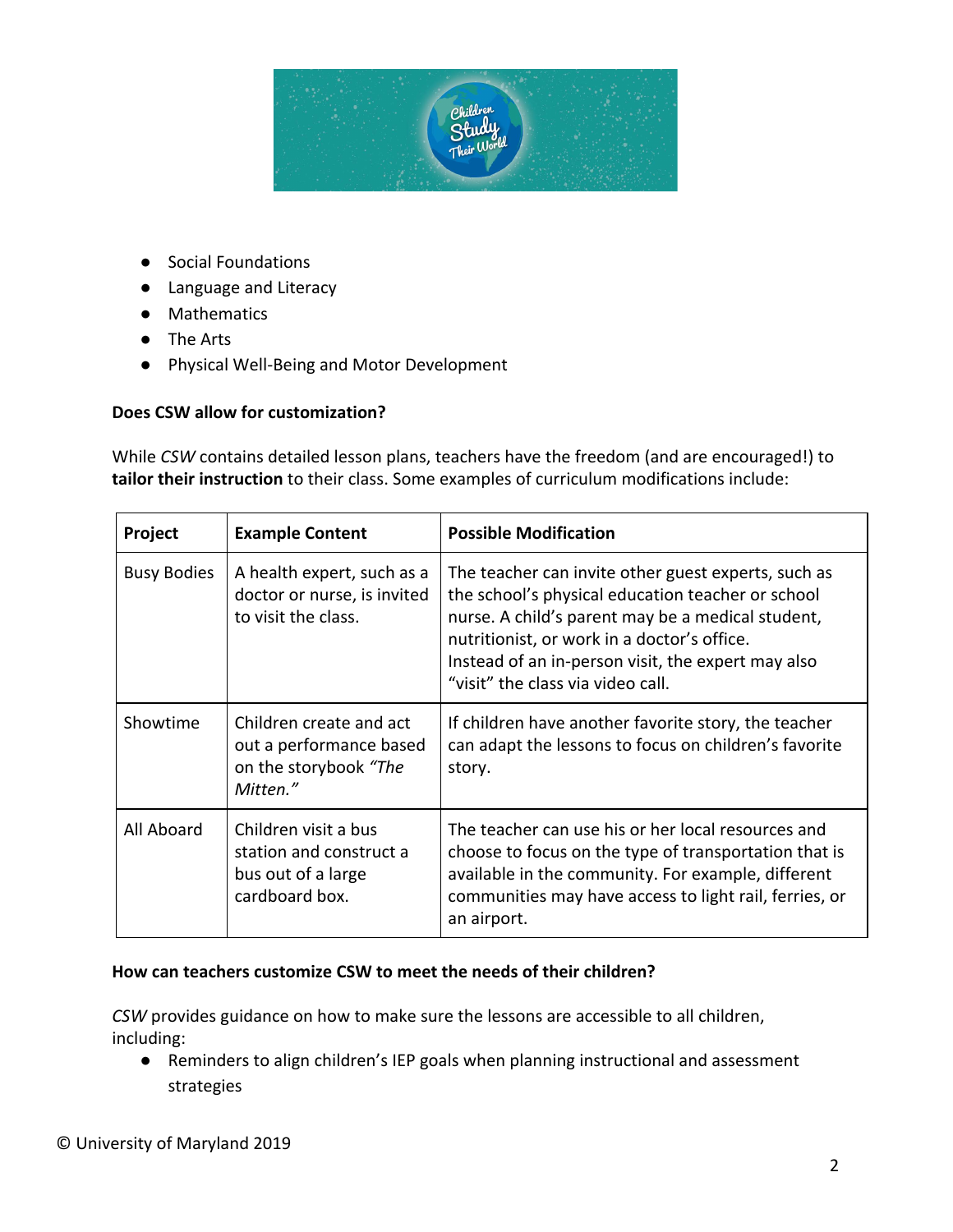- Social Foundations
- Language and Literacy
- Mathematics
- The Arts
- Physical Well-Being and Motor Development

**Does CSW allow for customization?**

While *CSW* contains detailed lesson plans, teachers have the freedom (and are encouraged!) to **tailor their instruction** to their class. Some examples of curriculum modifications include:

| Project | Example Content | Possible Modification |
|---|---|---|
| Busy Bodies | A health expert, such as a doctor or nurse, is invited to visit the class. | The teacher can invite other guest experts, such as the school's physical education teacher or school nurse. A child's parent may be a medical student, nutritionist, or work in a doctor's office. Instead of an in-person visit, the expert may also "visit" the class via video call. |
| Showtime | Children create and act out a performance based on the storybook *"The Mitten."* | If children have another favorite story, the teacher can adapt the lessons to focus on children's favorite story. |
| All Aboard | Children visit a bus station and construct a bus out of a large cardboard box. | The teacher can use his or her local resources and choose to focus on the type of transportation that is available in the community. For example, different communities may have access to light rail, ferries, or an airport. |

**How can teachers customize CSW to meet the needs of their children?**

*CSW* provides guidance on how to make sure the lessons are accessible to all children, including:

- Reminders to align children's IEP goals when planning instructional and assessment strategies

© University of Maryland 2019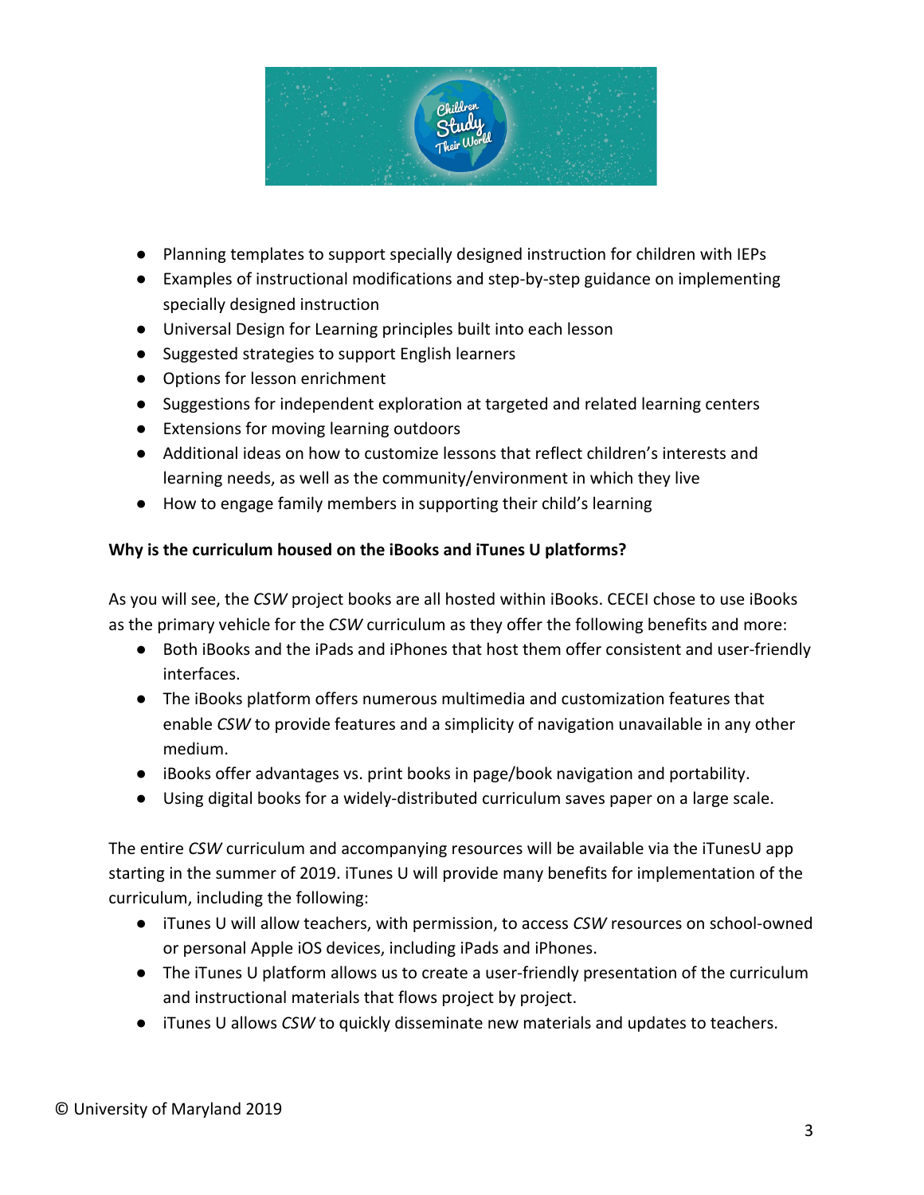- Planning templates to support specially designed instruction for children with IEPs
- Examples of instructional modifications and step-by-step guidance on implementing specially designed instruction
- Universal Design for Learning principles built into each lesson
- Suggested strategies to support English learners
- Options for lesson enrichment
- Suggestions for independent exploration at targeted and related learning centers
- Extensions for moving learning outdoors
- Additional ideas on how to customize lessons that reflect children's interests and learning needs, as well as the community/environment in which they live
- How to engage family members in supporting their child's learning

**Why is the curriculum housed on the iBooks and iTunes U platforms?**

As you will see, the *CSW* project books are all hosted within iBooks. CECEI chose to use iBooks as the primary vehicle for the *CSW* curriculum as they offer the following benefits and more:

- Both iBooks and the iPads and iPhones that host them offer consistent and user-friendly interfaces.
- The iBooks platform offers numerous multimedia and customization features that enable *CSW* to provide features and a simplicity of navigation unavailable in any other medium.
- iBooks offer advantages vs. print books in page/book navigation and portability.
- Using digital books for a widely-distributed curriculum saves paper on a large scale.

The entire *CSW* curriculum and accompanying resources will be available via the iTunesU app starting in the summer of 2019. iTunes U will provide many benefits for implementation of the curriculum, including the following:

- iTunes U will allow teachers, with permission, to access *CSW* resources on school-owned or personal Apple iOS devices, including iPads and iPhones.
- The iTunes U platform allows us to create a user-friendly presentation of the curriculum and instructional materials that flows project by project.
- iTunes U allows *CSW* to quickly disseminate new materials and updates to teachers.

© University of Maryland 2019